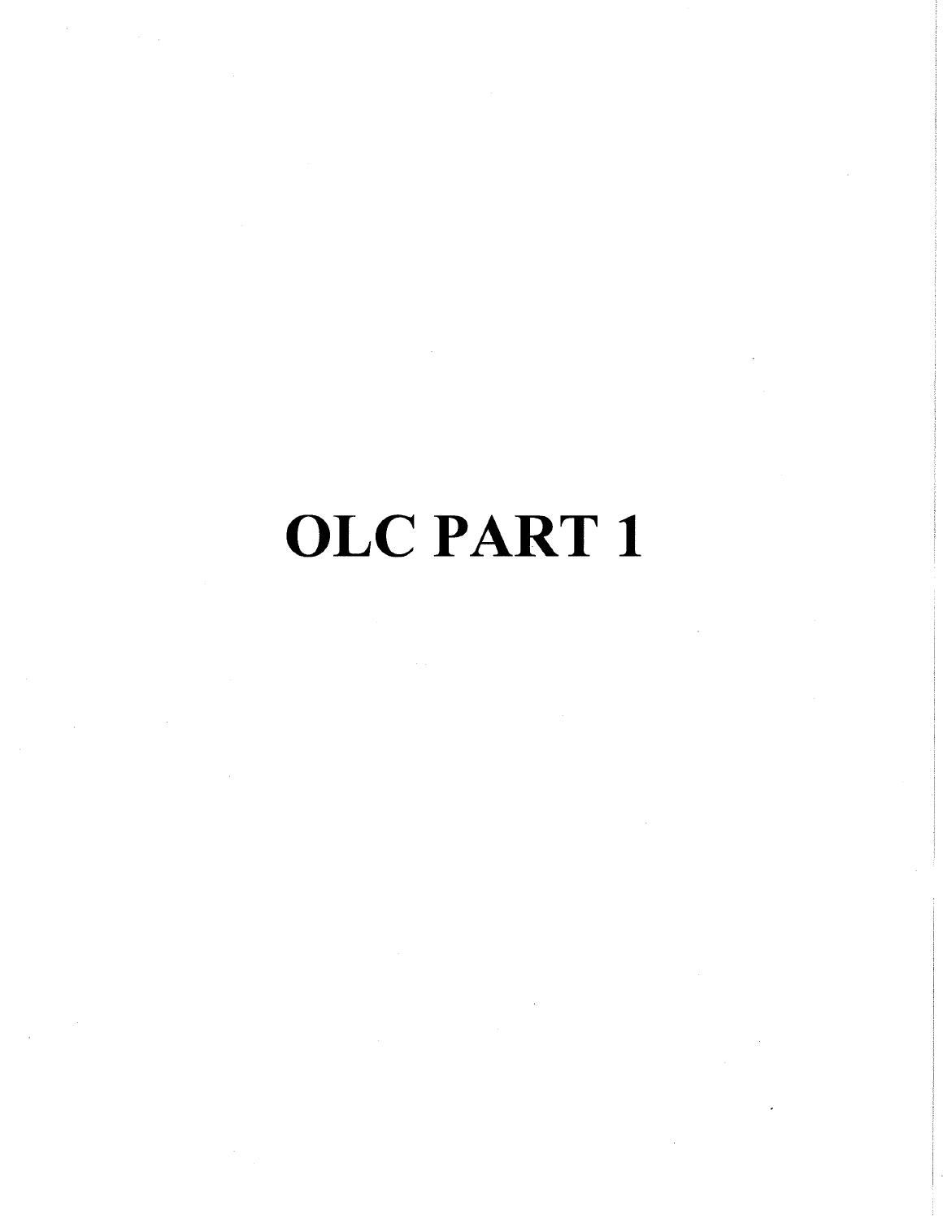# OLC PART 1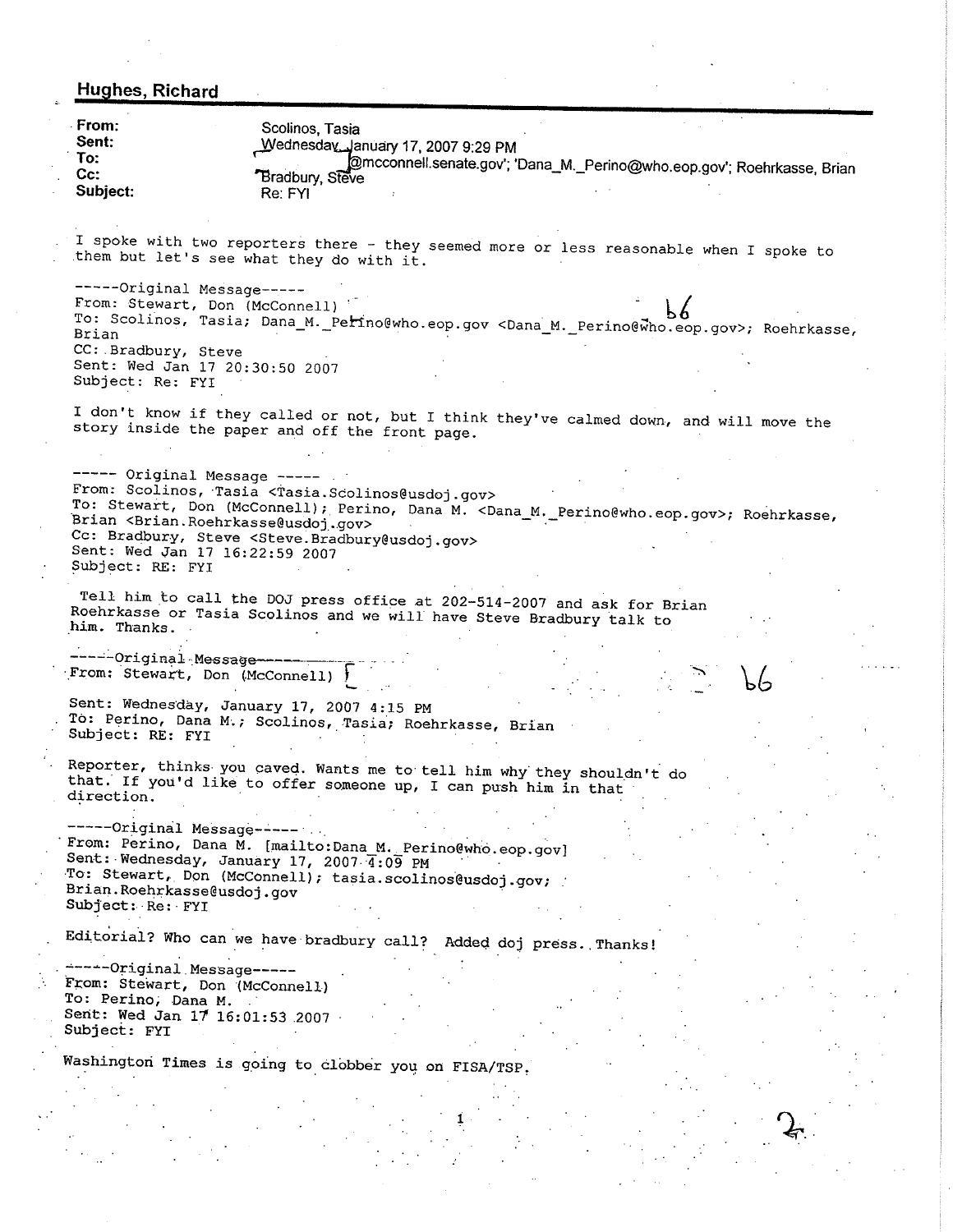## Hughes, Richard

**From:** Scolinos, Tasia
**Sent:** Wednesday, January 17, 2007 9:29 PM
**To:** @mcconnell.senate.gov'; 'Dana_M._Perino@who.eop.gov'; Roehrkasse, Brian
**Cc:** Bradbury, Steve
**Subject:** Re: FYI

I spoke with two reporters there - they seemed more or less reasonable when I spoke to them but let's see what they do with it.

-----Original Message-----
From: Stewart, Don (McConnell)
To: Scolinos, Tasia; Dana_M._Perino@who.eop.gov <Dana_M._Perino@who.eop.gov>; Roehrkasse, Brian
CC: Bradbury, Steve
Sent: Wed Jan 17 20:30:50 2007
Subject: Re: FYI

b6

I don't know if they called or not, but I think they've calmed down, and will move the story inside the paper and off the front page.

----- Original Message -----
From: Scolinos, Tasia <Tasia.Scolinos@usdoj.gov>
To: Stewart, Don (McConnell); Perino, Dana M. <Dana_M._Perino@who.eop.gov>; Roehrkasse, Brian <Brian.Roehrkasse@usdoj.gov>
Cc: Bradbury, Steve <Steve.Bradbury@usdoj.gov>
Sent: Wed Jan 17 16:22:59 2007
Subject: RE: FYI

Tell him to call the DOJ press office at 202-514-2007 and ask for Brian Roehrkasse or Tasia Scolinos and we will have Steve Bradbury talk to him. Thanks.

-----Original Message-----
From: Stewart, Don (McConnell)

b6

Sent: Wednesday, January 17, 2007 4:15 PM
To: Perino, Dana M.; Scolinos, Tasia; Roehrkasse, Brian
Subject: RE: FYI

Reporter, thinks you caved. Wants me to tell him why they shouldn't do that. If you'd like to offer someone up, I can push him in that direction.

-----Original Message-----
From: Perino, Dana M. [mailto:Dana_M._Perino@who.eop.gov]
Sent: Wednesday, January 17, 2007 4:09 PM
To: Stewart, Don (McConnell); tasia.scolinos@usdoj.gov; Brian.Roehrkasse@usdoj.gov
Subject: Re: FYI

Editorial? Who can we have bradbury call? Added doj press. Thanks!

-----Original Message-----
From: Stewart, Don (McConnell)
To: Perino, Dana M.
Sent: Wed Jan 17 16:01:53 2007
Subject: FYI

Washington Times is going to clobber you on FISA/TSP.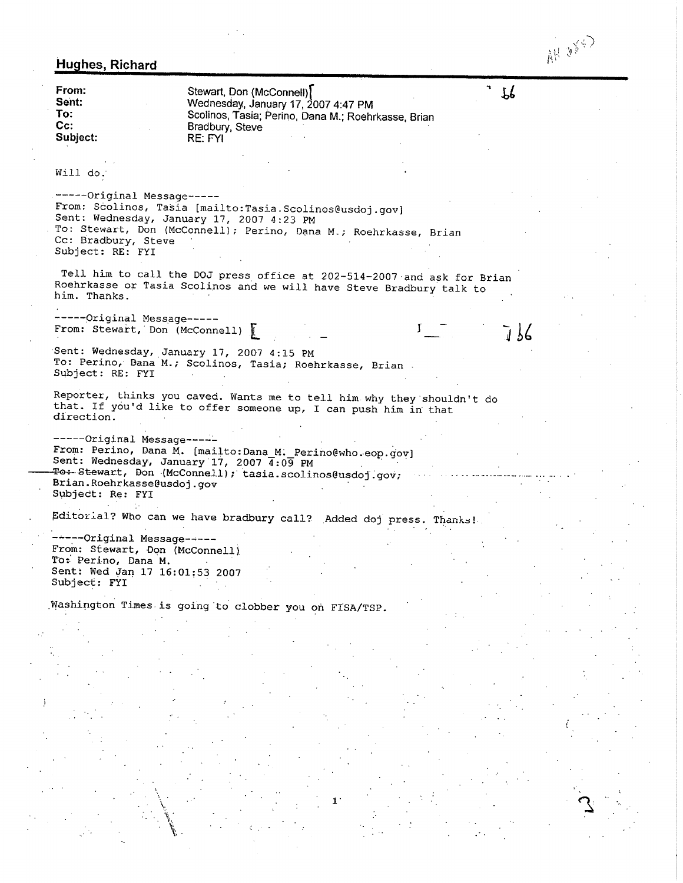## Hughes, Richard

| | |
|---|---|
| **From:** | Stewart, Don (McConnell) [ |
| **Sent:** | Wednesday, January 17, 2007 4:47 PM |
| **To:** | Scolinos, Tasia; Perino, Dana M.; Roehrkasse, Brian |
| **Cc:** | Bradbury, Steve |
| **Subject:** | RE: FYI |

b6

Will do.

-----Original Message-----
From: Scolinos, Tasia [mailto:Tasia.Scolinos@usdoj.gov]
Sent: Wednesday, January 17, 2007 4:23 PM
To: Stewart, Don (McConnell); Perino, Dana M.; Roehrkasse, Brian
Cc: Bradbury, Steve
Subject: RE: FYI

Tell him to call the DOJ press office at 202-514-2007 and ask for Brian Roehrkasse or Tasia Scolinos and we will have Steve Bradbury talk to him. Thanks.

-----Original Message-----
From: Stewart, Don (McConnell) [ ] b6
Sent: Wednesday, January 17, 2007 4:15 PM
To: Perino, Dana M.; Scolinos, Tasia; Roehrkasse, Brian
Subject: RE: FYI

Reporter, thinks you caved. Wants me to tell him why they shouldn't do that. If you'd like to offer someone up, I can push him in that direction.

-----Original Message-----
From: Perino, Dana M. [mailto:Dana_M._Perino@who.eop.gov]
Sent: Wednesday, January 17, 2007 4:09 PM
To: Stewart, Don (McConnell); tasia.scolinos@usdoj.gov; Brian.Roehrkasse@usdoj.gov
Subject: Re: FYI

Editorial? Who can we have bradbury call? Added doj press. Thanks!

-----Original Message-----
From: Stewart, Don (McConnell)
To: Perino, Dana M.
Sent: Wed Jan 17 16:01:53 2007
Subject: FYI

Washington Times is going to clobber you on FISA/TSP.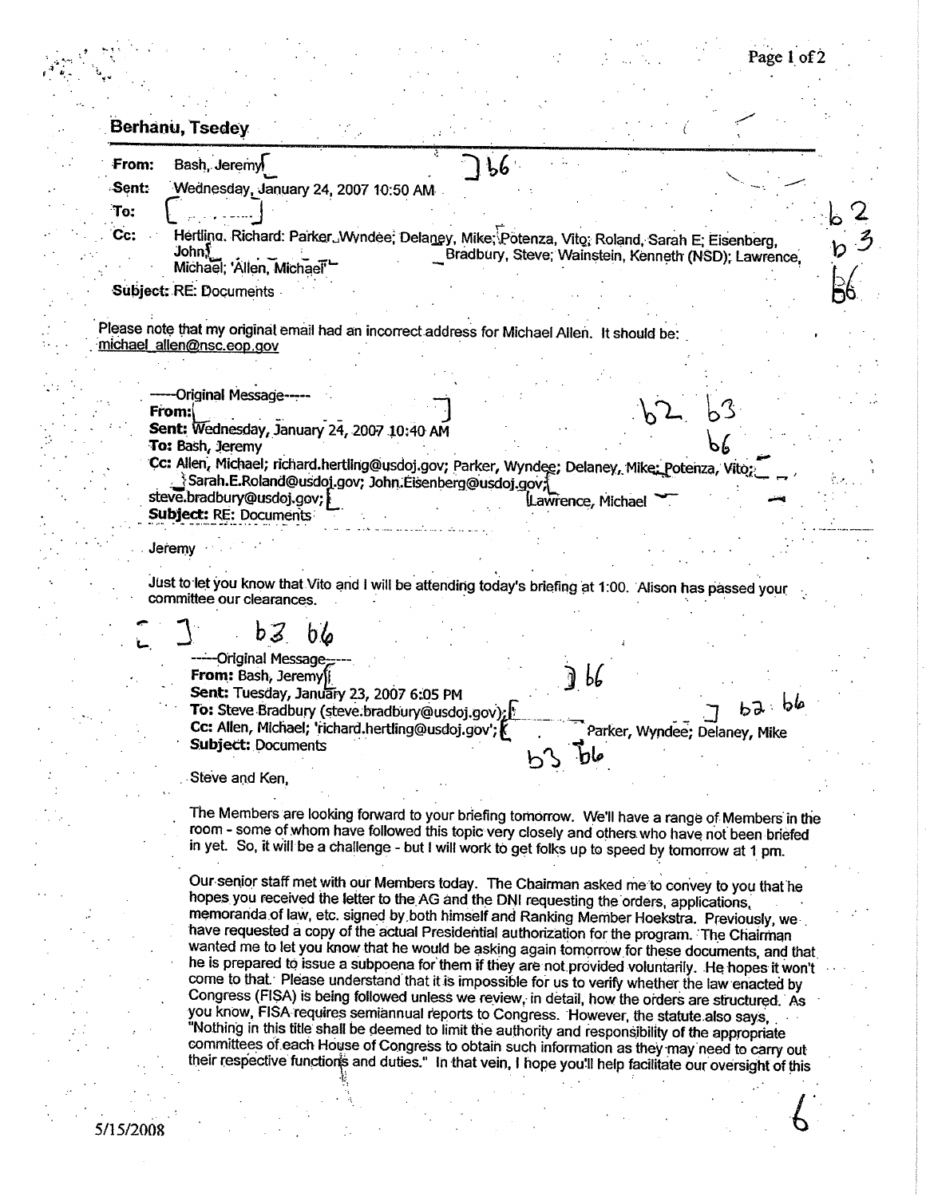**Berhanu, Tsedey**

**From:** Bash, Jeremy[ ]b6
**Sent:** Wednesday, January 24, 2007 10:50 AM
**To:** [ ]
**Cc:** Hertling, Richard; Parker, Wyndee; Delaney, Mike; Potenza, Vito; Roland, Sarah E; Eisenberg, John[ ] Bradbury, Steve; Wainstein, Kenneth (NSD); Lawrence, Michael; 'Allen, Michael'
**Subject:** RE: Documents

b2
b3
b6

Please note that my original email had an incorrect address for Michael Allen. It should be: michael_allen@nsc.eop.gov

-----Original Message-----
**From:** [ ]
**Sent:** Wednesday, January 24, 2007 10:40 AM
**To:** Bash, Jeremy
**Cc:** Allen, Michael; richard.hertling@usdoj.gov; Parker, Wyndee; Delaney, Mike; Potenza, Vito; [ ] Sarah.E.Roland@usdoj.gov; John.Eisenberg@usdoj.gov; steve.bradbury@usdoj.gov; [ ] Lawrence, Michael
**Subject:** RE: Documents

b2 b3
b6

Jeremy

Just to let you know that Vito and I will be attending today's briefing at 1:00. Alison has passed your committee our clearances.

[ ] b3 b6

-----Original Message-----
**From:** Bash, Jeremy[ ]b6
**Sent:** Tuesday, January 23, 2007 6:05 PM
**To:** Steve Bradbury (steve.bradbury@usdoj.gov); [ ] b2 b6
**Cc:** Allen, Michael; 'richard.hertling@usdoj.gov'; [ ] Parker, Wyndee; Delaney, Mike
**Subject:** Documents

b3 b6

Steve and Ken,

The Members are looking forward to your briefing tomorrow. We'll have a range of Members in the room - some of whom have followed this topic very closely and others who have not been briefed in yet. So, it will be a challenge - but I will work to get folks up to speed by tomorrow at 1 pm.

Our senior staff met with our Members today. The Chairman asked me to convey to you that he hopes you received the letter to the AG and the DNI requesting the orders, applications, memoranda of law, etc. signed by both himself and Ranking Member Hoekstra. Previously, we have requested a copy of the actual Presidential authorization for the program. The Chairman wanted me to let you know that he would be asking again tomorrow for these documents, and that he is prepared to issue a subpoena for them if they are not provided voluntarily. He hopes it won't come to that. Please understand that it is impossible for us to verify whether the law enacted by Congress (FISA) is being followed unless we review, in detail, how the orders are structured. As you know, FISA requires semiannual reports to Congress. However, the statute also says, "Nothing in this title shall be deemed to limit the authority and responsibility of the appropriate committees of each House of Congress to obtain such information as they may need to carry out their respective functions and duties." In that vein, I hope you'll help facilitate our oversight of this

6

5/15/2008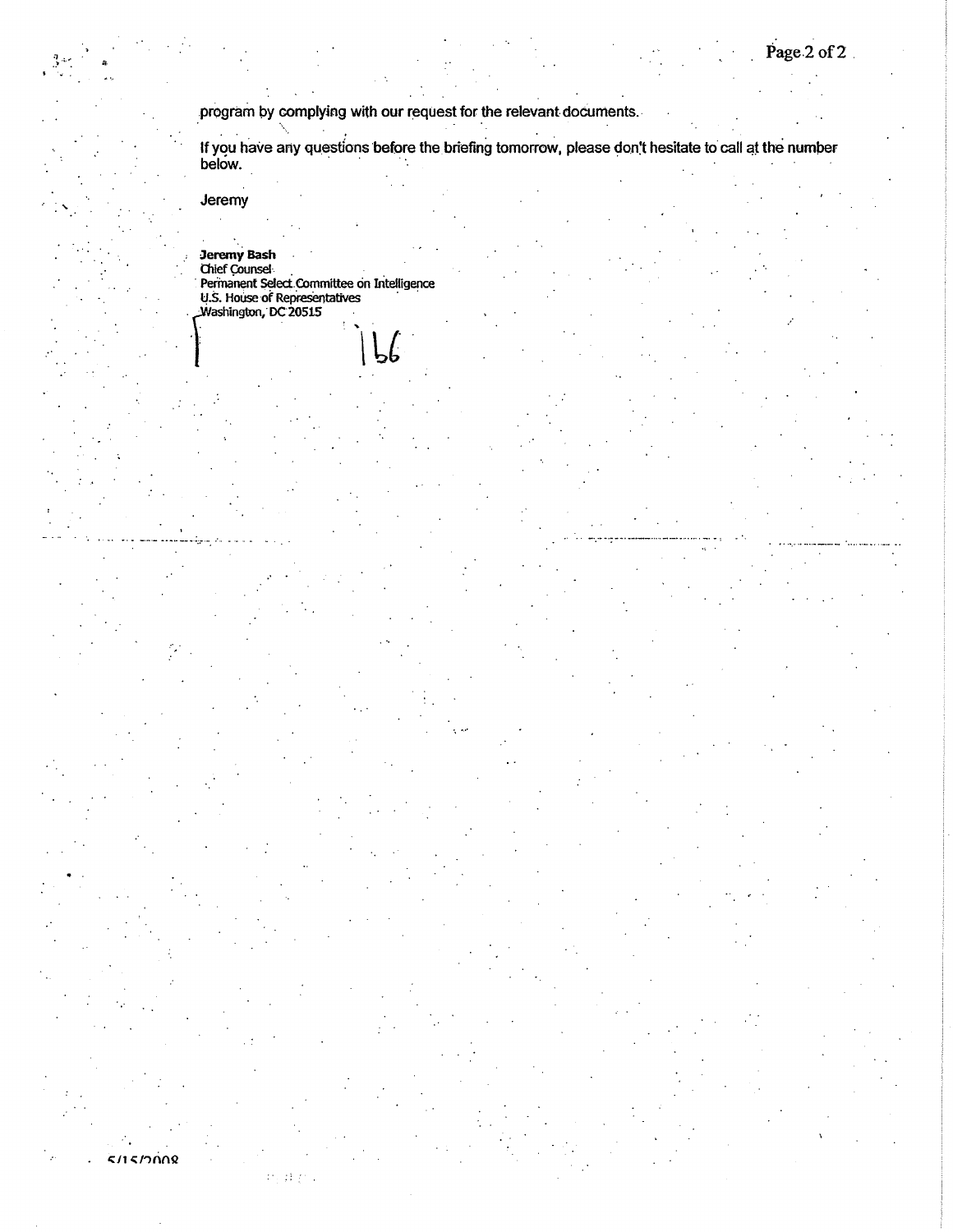program by complying with our request for the relevant documents.

If you have any questions before the briefing tomorrow, please don't hesitate to call at the number below.

Jeremy

**Jeremy Bash**
Chief Counsel
Permanent Select Committee on Intelligence
U.S. House of Representatives
Washington, DC 20515

b6

5/15/2008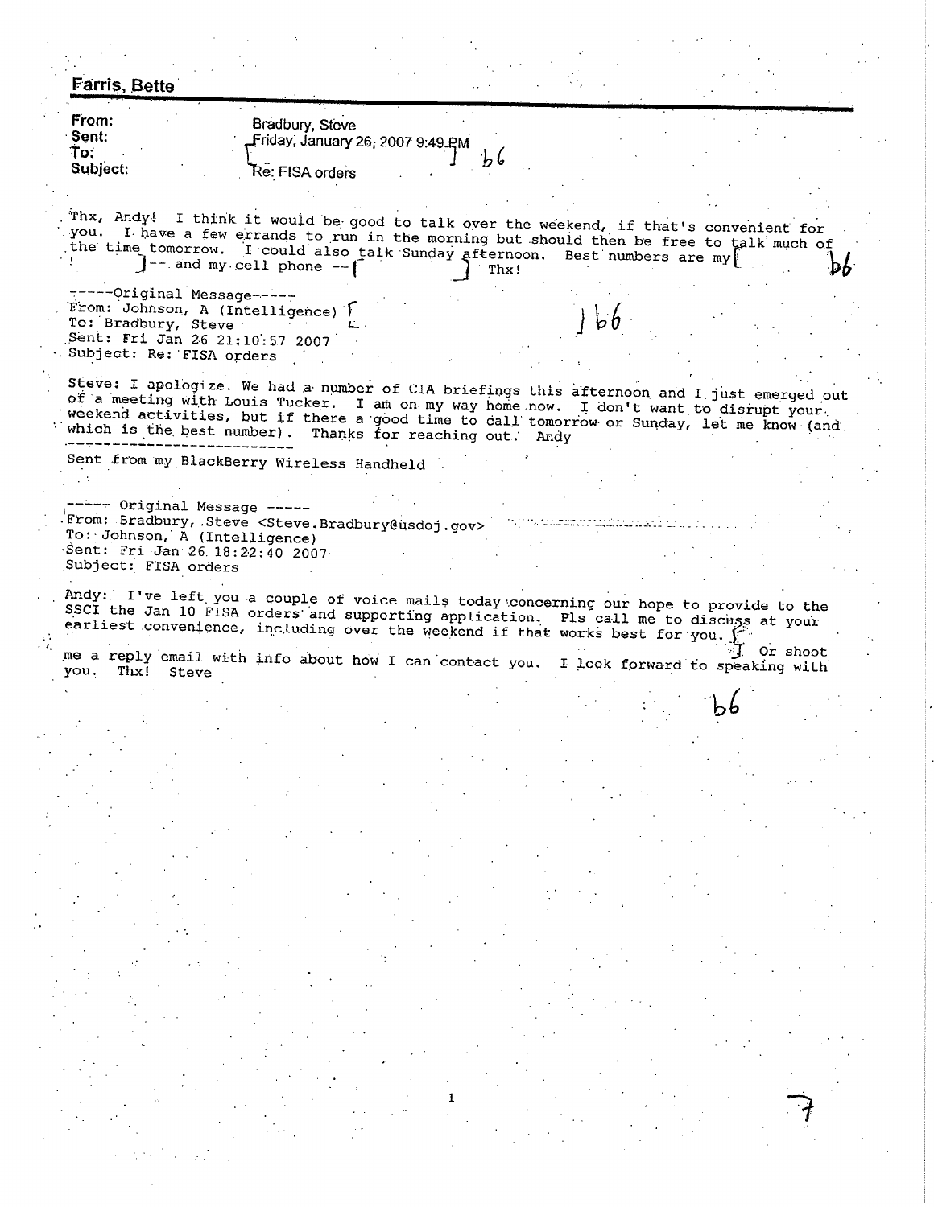**Farris, Bette**

**From:** Bradbury, Steve
**Sent:** Friday, January 26, 2007 9:49 PM
**To:** [ ] b6
**Subject:** Re: FISA orders

Thx, Andy! I think it would be good to talk over the weekend, if that's convenient for you. I have a few errands to run in the morning but should then be free to talk much of the time tomorrow. I could also talk Sunday afternoon. Best numbers are my [ ] -- and my cell phone -- [ ] Thx! b6

-----Original Message-----
From: Johnson, A (Intelligence) [ ] b6
To: Bradbury, Steve
Sent: Fri Jan 26 21:10:57 2007
Subject: Re: FISA orders

Steve: I apologize. We had a number of CIA briefings this afternoon and I just emerged out of a meeting with Louis Tucker. I am on my way home now. I don't want to disrupt your weekend activities, but if there a good time to call tomorrow or Sunday, let me know (and which is the best number). Thanks for reaching out. Andy

Sent from my BlackBerry Wireless Handheld

----- Original Message -----
From: Bradbury, Steve <Steve.Bradbury@usdoj.gov>
To: Johnson, A (Intelligence)
Sent: Fri Jan 26 18:22:40 2007
Subject: FISA orders

Andy: I've left you a couple of voice mails today concerning our hope to provide to the SSCI the Jan 10 FISA orders and supporting application. Pls call me to discuss at your earliest convenience, including over the weekend if that works best for you. [ ] Or shoot me a reply email with info about how I can contact you. I look forward to speaking with you. Thx! Steve

b6

7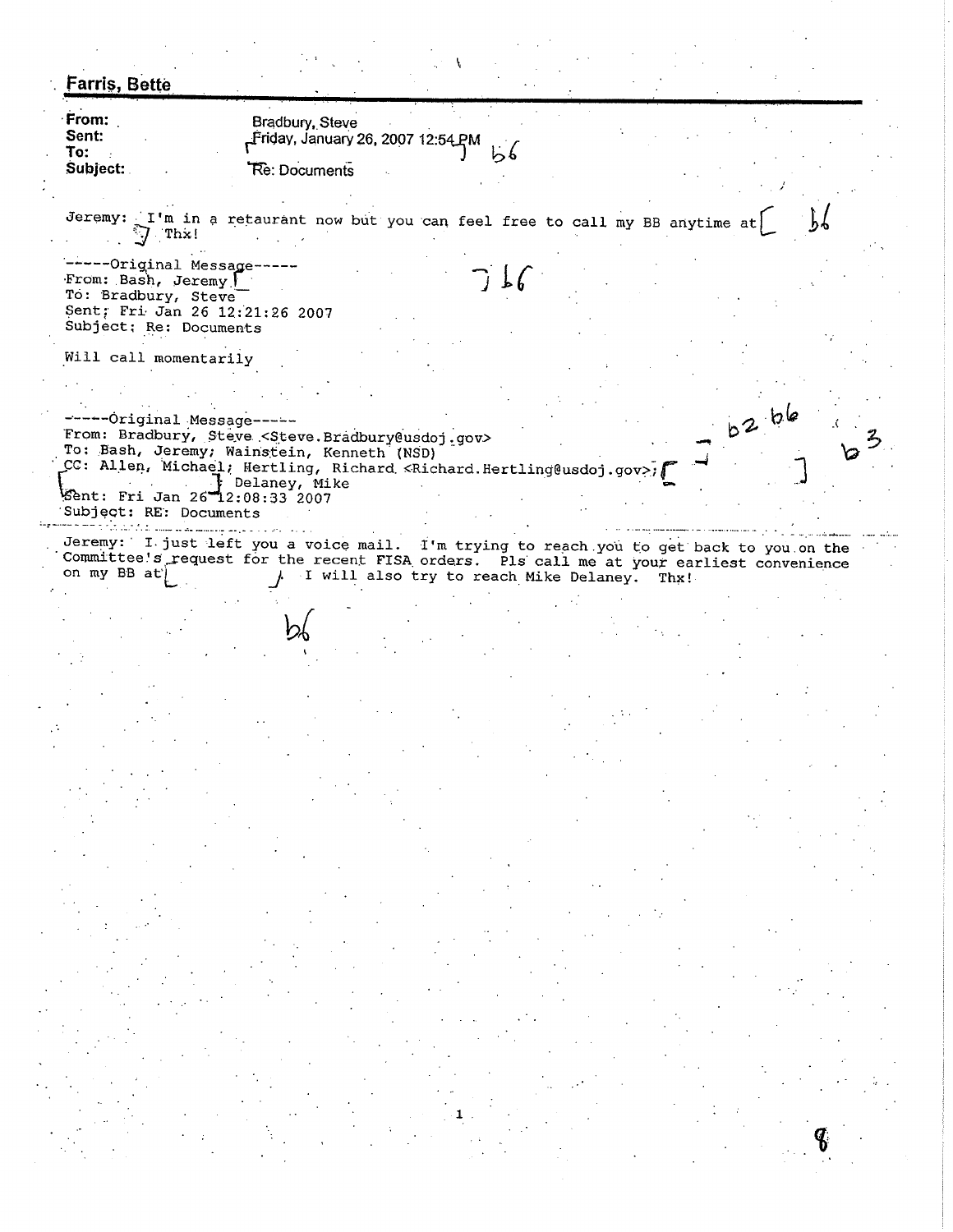**Farris, Bette**

| | |
|---|---|
| **From:** | Bradbury, Steve |
| **Sent:** | Friday, January 26, 2007 12:54 PM |
| **To:** | [ ] b6 |
| **Subject:** | Re: Documents |

Jeremy: I'm in a retaurant now but you can feel free to call my BB anytime at [ b6 ] Thx!

-----Original Message-----
From: Bash, Jeremy [ ] b6
To: Bradbury, Steve
Sent: Fri Jan 26 12:21:26 2007
Subject: Re: Documents

Will call momentarily

-----Original Message-----
From: Bradbury, Steve <Steve.Bradbury@usdoj.gov>
To: Bash, Jeremy; Wainstein, Kenneth (NSD)
CC: Allen, Michael; Hertling, Richard <Richard.Hertling@usdoj.gov>; [ ] b2 b6 [ ] b3
[ ] Delaney, Mike
Sent: Fri Jan 26 12:08:33 2007
Subject: RE: Documents

Jeremy: I just left you a voice mail. I'm trying to reach you to get back to you on the Committee's request for the recent FISA orders. Pls call me at your earliest convenience on my BB at [ ]. I will also try to reach Mike Delaney. Thx!

b6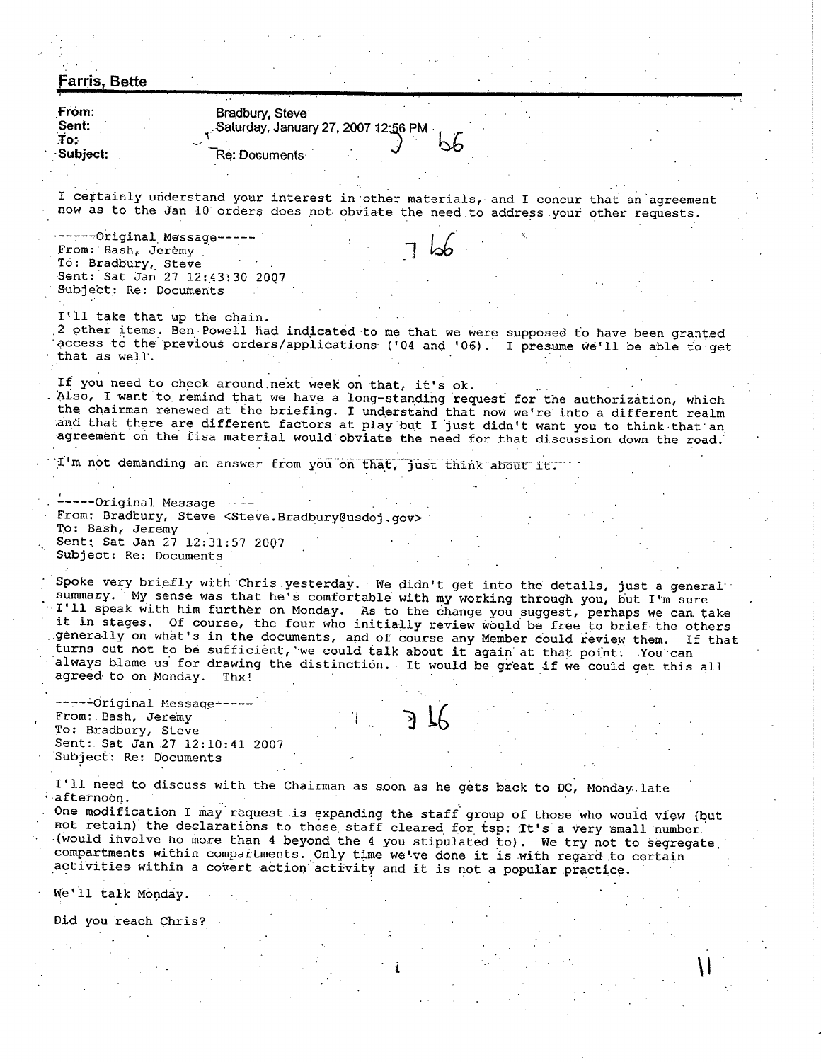**Farris, Bette**

**From:** Bradbury, Steve
**Sent:** Saturday, January 27, 2007 12:56 PM
**To:**
**Subject:** Re: Documents

b5 b6

I certainly understand your interest in other materials, and I concur that an agreement now as to the Jan 10 orders does not obviate the need to address your other requests.

-----Original Message-----
From: Bash, Jeremy
To: Bradbury, Steve
Sent: Sat Jan 27 12:43:30 2007
Subject: Re: Documents

b6

I'll take that up the chain.
2 other items. Ben Powell had indicated to me that we were supposed to have been granted access to the previous orders/applications ('04 and '06). I presume we'll be able to get that as well.

If you need to check around next week on that, it's ok.
Also, I want to remind that we have a long-standing request for the authorization, which the chairman renewed at the briefing. I understand that now we're into a different realm and that there are different factors at play but I just didn't want you to think that an agreement on the fisa material would obviate the need for that discussion down the road.

I'm not demanding an answer from you on that, just think about it.

-----Original Message-----
From: Bradbury, Steve <Steve.Bradbury@usdoj.gov>
To: Bash, Jeremy
Sent: Sat Jan 27 12:31:57 2007
Subject: Re: Documents

Spoke very briefly with Chris yesterday. We didn't get into the details, just a general summary. My sense was that he's comfortable with my working through you, but I'm sure I'll speak with him further on Monday. As to the change you suggest, perhaps we can take it in stages. Of course, the four who initially review would be free to brief the others generally on what's in the documents, and of course any Member could review them. If that turns out not to be sufficient, we could talk about it again at that point. You can always blame us for drawing the distinction. It would be great if we could get this all agreed to on Monday. Thx!

-----Original Message-----
From: Bash, Jeremy
To: Bradbury, Steve
Sent: Sat Jan 27 12:10:41 2007
Subject: Re: Documents

b6

I'll need to discuss with the Chairman as soon as he gets back to DC, Monday late afternoon.
One modification I may request is expanding the staff group of those who would view (but not retain) the declarations to those staff cleared for tsp. It's a very small number (would involve no more than 4 beyond the 4 you stipulated to). We try not to segregate compartments within compartments. Only time we've done it is with regard to certain activities within a covert action activity and it is not a popular practice.

We'll talk Monday.

Did you reach Chris?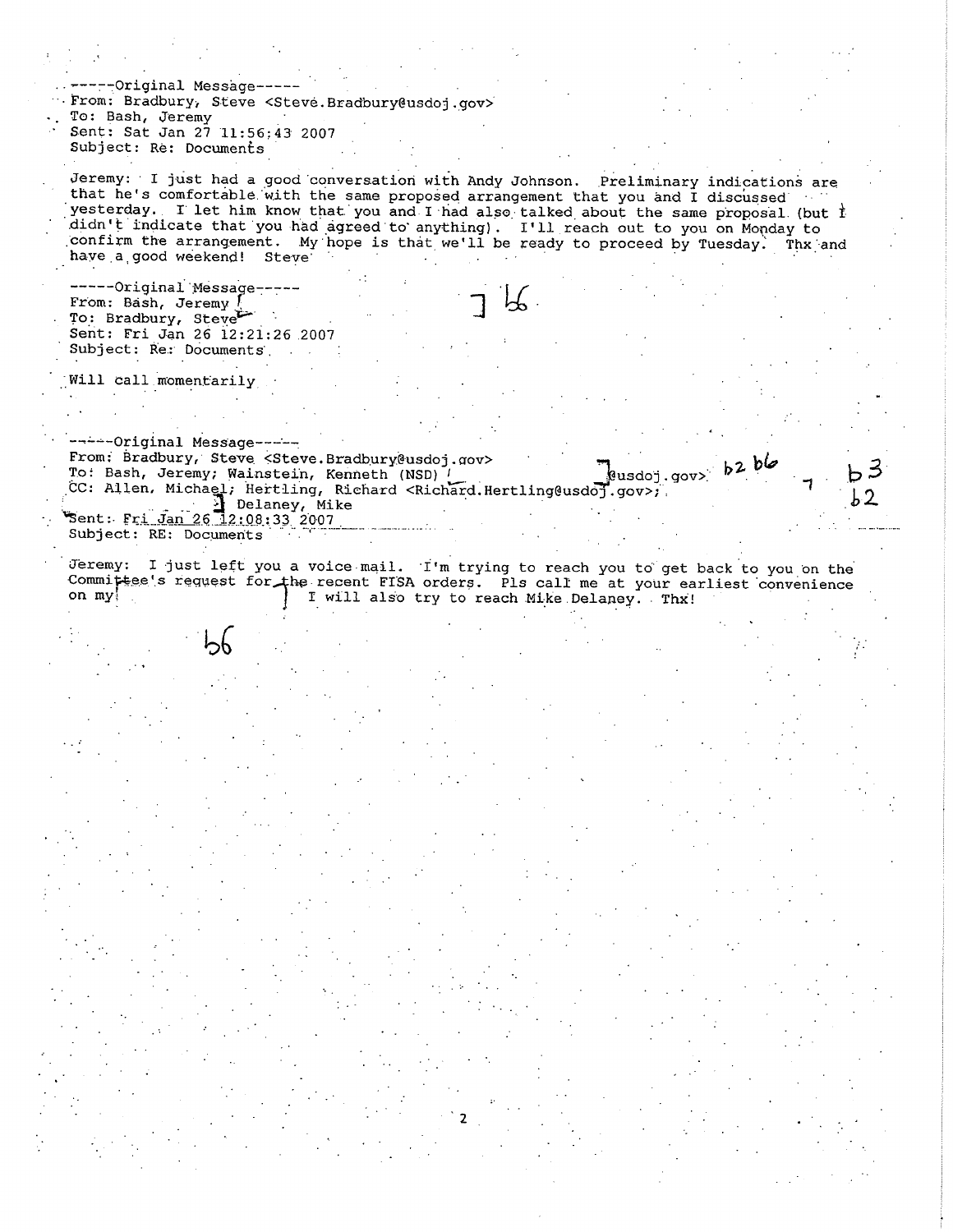-----Original Message-----
From: Bradbury, Steve <Steve.Bradbury@usdoj.gov>
To: Bash, Jeremy
Sent: Sat Jan 27 11:56:43 2007
Subject: Re: Documents

Jeremy: I just had a good conversation with Andy Johnson. Preliminary indications are that he's comfortable with the same proposed arrangement that you and I discussed yesterday. I let him know that you and I had also talked about the same proposal (but I didn't indicate that you had agreed to anything). I'll reach out to you on Monday to confirm the arrangement. My hope is that we'll be ready to proceed by Tuesday. Thx and have a good weekend! Steve

-----Original Message-----
From: Bash, Jeremy [ ] b6
To: Bradbury, Steve
Sent: Fri Jan 26 12:21:26 2007
Subject: Re: Documents

Will call momentarily

-----Original Message-----
From: Bradbury, Steve <Steve.Bradbury@usdoj.gov>
To: Bash, Jeremy; Wainstein, Kenneth (NSD) [ ]@usdoj.gov> b2 b6
CC: Allen, Michael; Hertling, Richard <Richard.Hertling@usdoj.gov>; [ ] Delaney, Mike b3 b2
Sent: Fri Jan 26 12:08:33 2007
Subject: RE: Documents

Jeremy: I just left you a voice mail. I'm trying to reach you to get back to you on the Committee's request for the recent FISA orders. Pls call me at your earliest convenience on my [ ] I will also try to reach Mike Delaney. Thx!

b6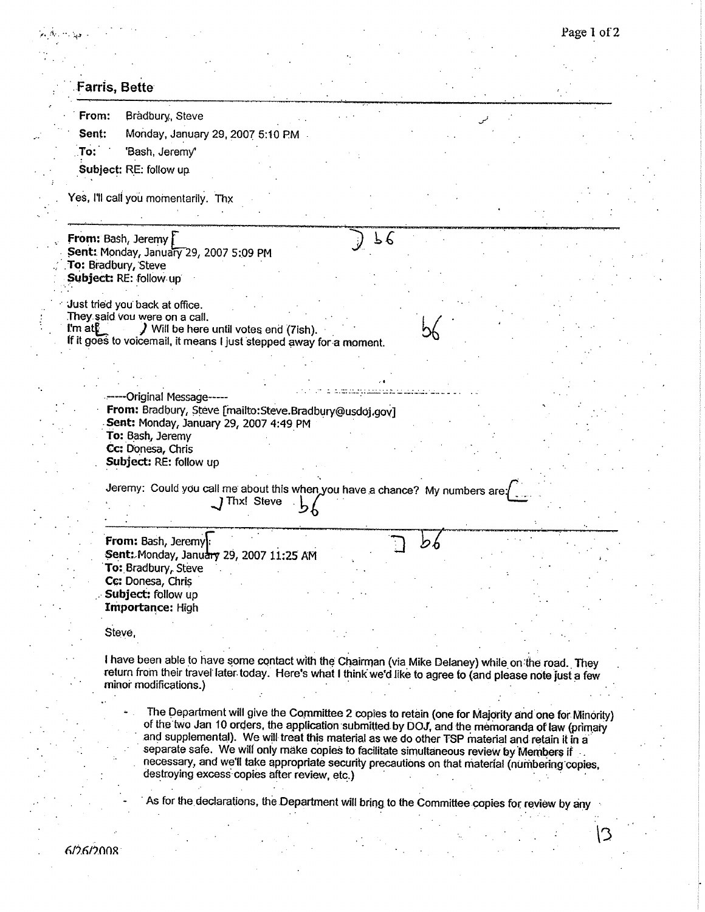**Farris, Bette**

---

**From:** Bradbury, Steve
**Sent:** Monday, January 29, 2007 5:10 PM
**To:** 'Bash, Jeremy'
**Subject:** RE: follow up

Yes, I'll call you momentarily. Thx

---

**From:** Bash, Jeremy [ ] b6
**Sent:** Monday, January 29, 2007 5:09 PM
**To:** Bradbury, Steve
**Subject:** RE: follow up

Just tried you back at office.
They said you were on a call.
I'm at [ ] Will be here until votes end (7ish). b6
If it goes to voicemail, it means I just stepped away for a moment.

> -----Original Message-----
> **From:** Bradbury, Steve [mailto:Steve.Bradbury@usdoj.gov]
> **Sent:** Monday, January 29, 2007 4:49 PM
> **To:** Bash, Jeremy
> **Cc:** Donesa, Chris
> **Subject:** RE: follow up
>
> Jeremy: Could you call me about this when you have a chance? My numbers are: [ ] Thx! Steve b6
>
> ---
>
> **From:** Bash, Jeremy [ ] b6
> **Sent:** Monday, January 29, 2007 11:25 AM
> **To:** Bradbury, Steve
> **Cc:** Donesa, Chris
> **Subject:** follow up
> **Importance:** High
>
> Steve,
>
> I have been able to have some contact with the Chairman (via Mike Delaney) while on the road. They return from their travel later today. Here's what I think we'd like to agree to (and please note just a few minor modifications.)
>
> - The Department will give the Committee 2 copies to retain (one for Majority and one for Minority) of the two Jan 10 orders, the application submitted by DOJ, and the memoranda of law (primary and supplemental). We will treat this material as we do other TSP material and retain it in a separate safe. We will only make copies to facilitate simultaneous review by Members if necessary, and we'll take appropriate security precautions on that material (numbering copies, destroying excess copies after review, etc.)
>
> - As for the declarations, the Department will bring to the Committee copies for review by any

6/26/2008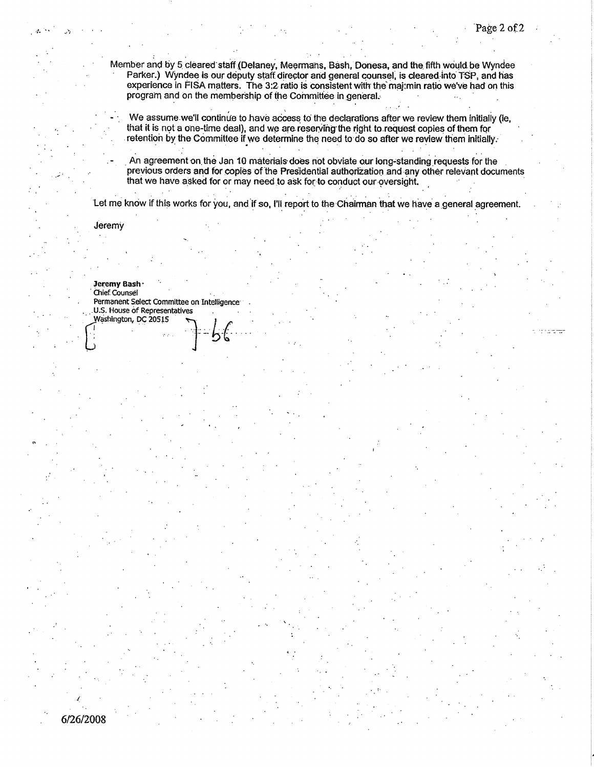Member and by 5 cleared staff (Delaney, Meermans, Bash, Donesa, and the fifth would be Wyndee Parker.) Wyndee is our deputy staff director and general counsel, is cleared into TSP, and has experience in FISA matters. The 3:2 ratio is consistent with the maj:min ratio we've had on this program and on the membership of the Committee in general.

- We assume we'll continue to have access to the declarations after we review them initially (ie, that it is not a one-time deal), and we are reserving the right to request copies of them for retention by the Committee if we determine the need to do so after we review them initially.
- An agreement on the Jan 10 materials does not obviate our long-standing requests for the previous orders and for copies of the Presidential authorization and any other relevant documents that we have asked for or may need to ask for to conduct our oversight.

Let me know if this works for you, and if so, I'll report to the Chairman that we have a general agreement.

Jeremy

**Jeremy Bash**
Chief Counsel
Permanent Select Committee on Intelligence
U.S. House of Representatives
Washington, DC 20515
[ ] b6

6/26/2008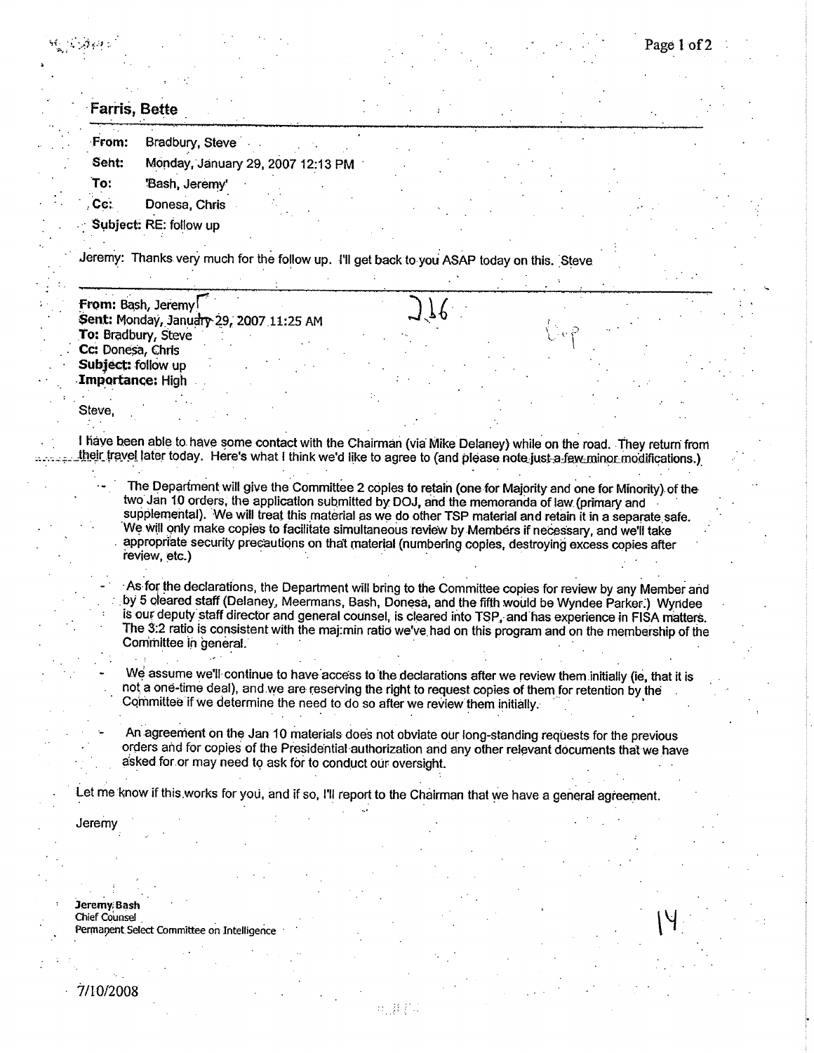**Farris, Bette**

**From:** Bradbury, Steve
**Sent:** Monday, January 29, 2007 12:13 PM
**To:** 'Bash, Jeremy'
**Cc:** Donesa, Chris
**Subject:** RE: follow up

Jeremy: Thanks very much for the follow up. I'll get back to you ASAP today on this. Steve

---

**From:** Bash, Jeremy
**Sent:** Monday, January 29, 2007 11:25 AM
**To:** Bradbury, Steve
**Cc:** Donesa, Chris
**Subject:** follow up
**Importance:** High

Steve,

I have been able to have some contact with the Chairman (via Mike Delaney) while on the road. They return from their travel later today. Here's what I think we'd like to agree to (and please note just a few minor modifications.)

- The Department will give the Committee 2 copies to retain (one for Majority and one for Minority) of the two Jan 10 orders, the application submitted by DOJ, and the memoranda of law (primary and supplemental). We will treat this material as we do other TSP material and retain it in a separate safe. We will only make copies to facilitate simultaneous review by Members if necessary, and we'll take appropriate security precautions on that material (numbering copies, destroying excess copies after review, etc.)

- As for the declarations, the Department will bring to the Committee copies for review by any Member and by 5 cleared staff (Delaney, Meermans, Bash, Donesa, and the fifth would be Wyndee Parker.) Wyndee is our deputy staff director and general counsel, is cleared into TSP, and has experience in FISA matters. The 3:2 ratio is consistent with the maj:min ratio we've had on this program and on the membership of the Committee in general.

- We assume we'll continue to have access to the declarations after we review them initially (ie, that it is not a one-time deal), and we are reserving the right to request copies of them for retention by the Committee if we determine the need to do so after we review them initially.

- An agreement on the Jan 10 materials does not obviate our long-standing requests for the previous orders and for copies of the Presidential authorization and any other relevant documents that we have asked for or may need to ask for to conduct our oversight.

Let me know if this works for you, and if so, I'll report to the Chairman that we have a general agreement.

Jeremy

**Jeremy Bash**
Chief Counsel
Permanent Select Committee on Intelligence

7/10/2008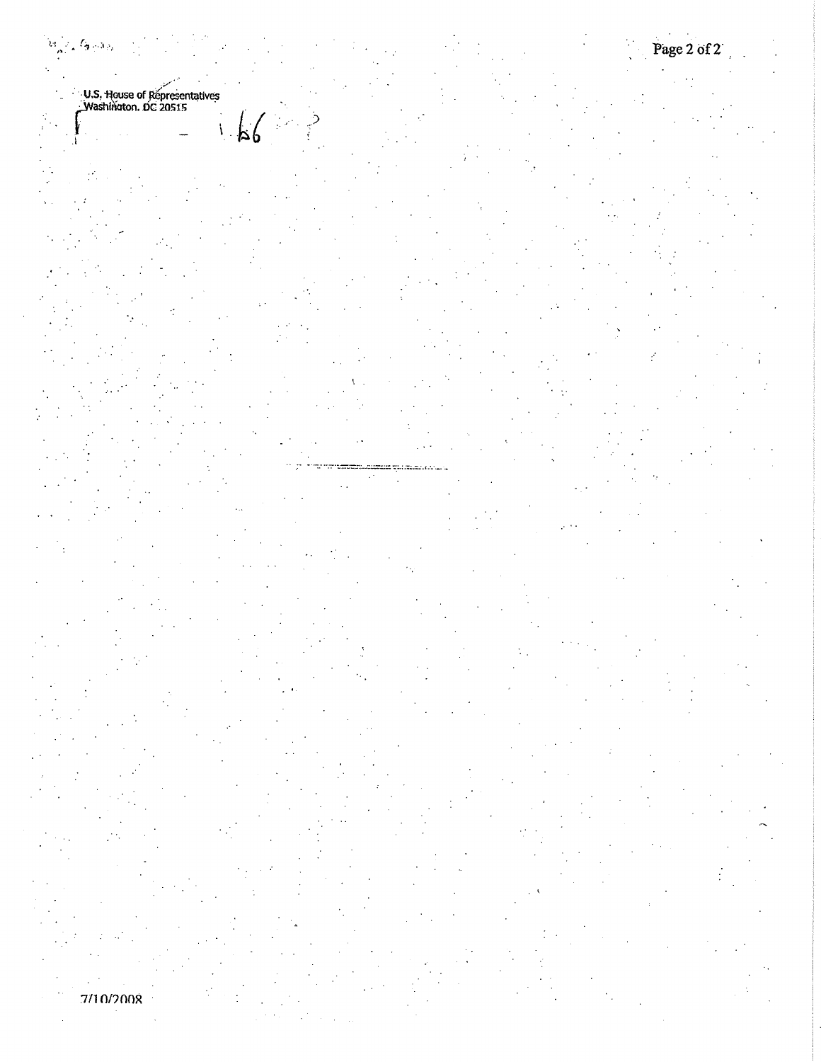U.S. House of Representatives
Washington, DC 20515

- b6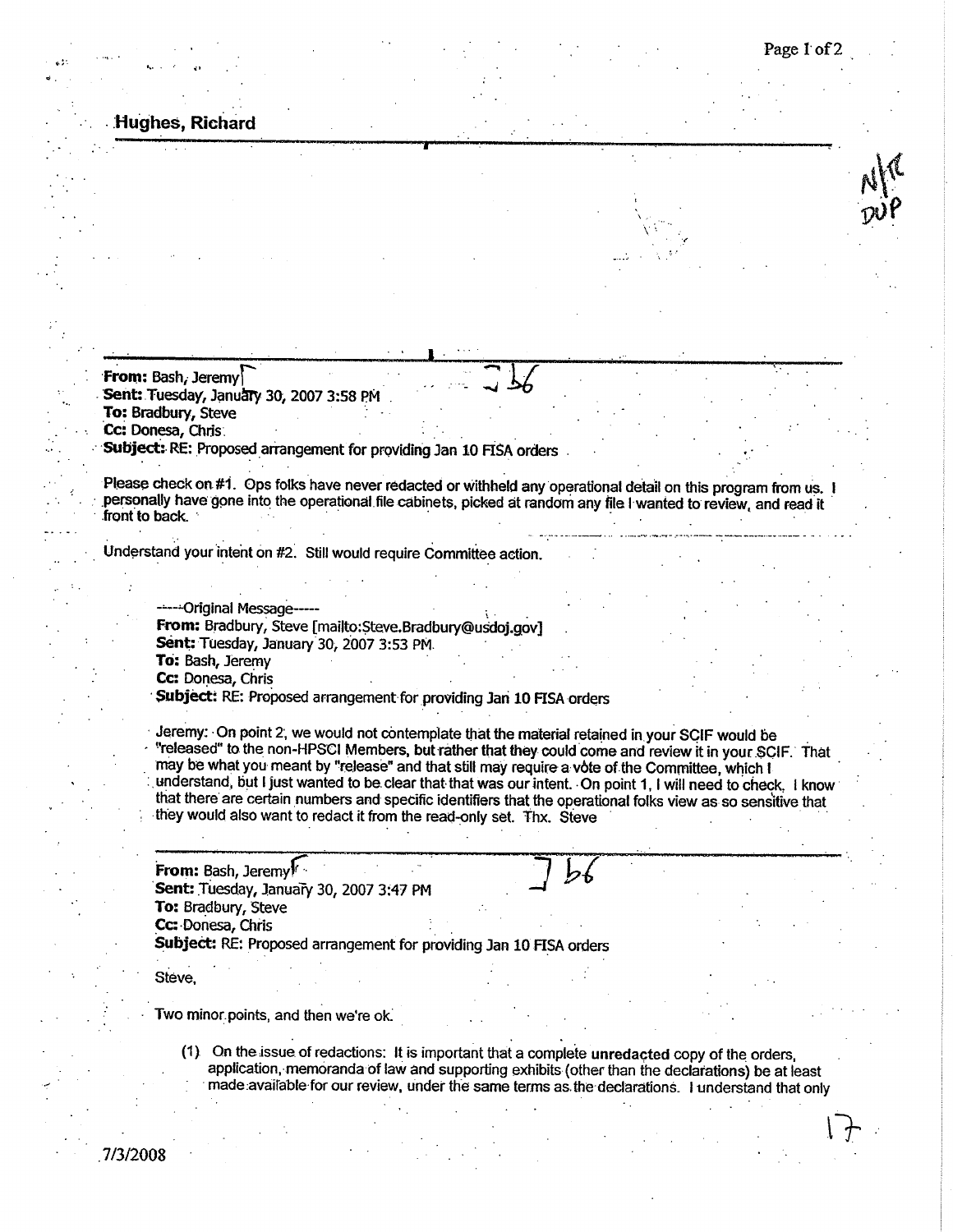**Hughes, Richard**

N|R
DUP

---

**From:** Bash, Jeremy ] b6
**Sent:** Tuesday, January 30, 2007 3:58 PM
**To:** Bradbury, Steve
**Cc:** Donesa, Chris
**Subject:** RE: Proposed arrangement for providing Jan 10 FISA orders

Please check on #1. Ops folks have never redacted or withheld any operational detail on this program from us. I personally have gone into the operational file cabinets, picked at random any file I wanted to review, and read it front to back.

Understand your intent on #2. Still would require Committee action.

-----Original Message-----
**From:** Bradbury, Steve [mailto:Steve.Bradbury@usdoj.gov]
**Sent:** Tuesday, January 30, 2007 3:53 PM
**To:** Bash, Jeremy
**Cc:** Donesa, Chris
**Subject:** RE: Proposed arrangement for providing Jan 10 FISA orders

Jeremy: On point 2, we would not contemplate that the material retained in your SCIF would be "released" to the non-HPSCI Members, but rather that they could come and review it in your SCIF. That may be what you meant by "release" and that still may require a vote of the Committee, which I understand, but I just wanted to be clear that that was our intent. On point 1, I will need to check. I know that there are certain numbers and specific identifiers that the operational folks view as so sensitive that they would also want to redact it from the read-only set. Thx. Steve

---

**From:** Bash, Jeremy ] b6
**Sent:** Tuesday, January 30, 2007 3:47 PM
**To:** Bradbury, Steve
**Cc:** Donesa, Chris
**Subject:** RE: Proposed arrangement for providing Jan 10 FISA orders

Steve,

Two minor points, and then we're ok.

(1) On the issue of redactions: It is important that a complete **unredacted** copy of the orders, application, memoranda of law and supporting exhibits (other than the declarations) be at least made available for our review, under the same terms as the declarations. I understand that only

17

7/3/2008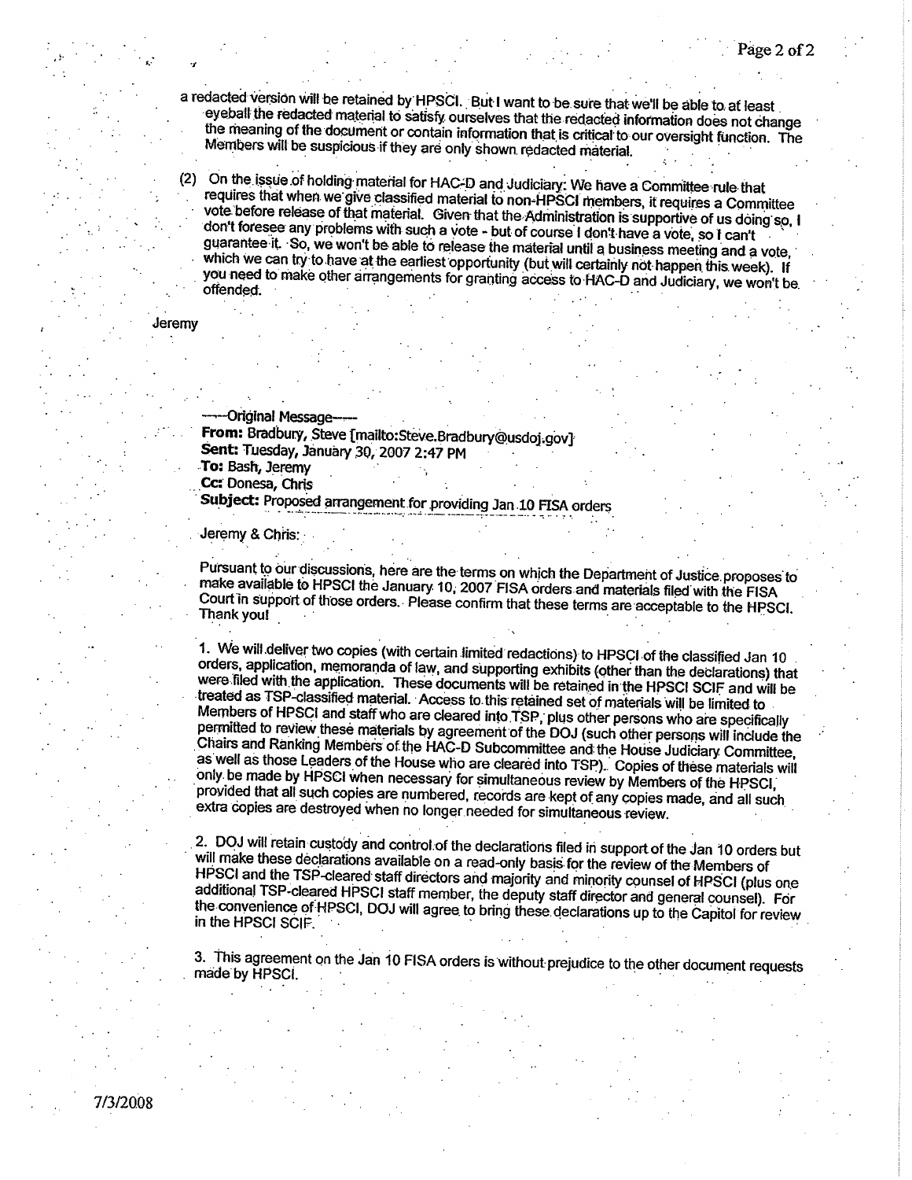a redacted version will be retained by HPSCI. But I want to be sure that we'll be able to at least eyeball the redacted material to satisfy ourselves that the redacted information does not change the meaning of the document or contain information that is critical to our oversight function. The Members will be suspicious if they are only shown redacted material.

(2) On the issue of holding material for HAC-D and Judiciary: We have a Committee rule that requires that when we give classified material to non-HPSCI members, it requires a Committee vote before release of that material. Given that the Administration is supportive of us doing so, I don't foresee any problems with such a vote - but of course I don't have a vote, so I can't guarantee it. So, we won't be able to release the material until a business meeting and a vote, which we can try to have at the earliest opportunity (but will certainly not happen this week). If you need to make other arrangements for granting access to HAC-D and Judiciary, we won't be offended.

Jeremy

-----Original Message-----
**From:** Bradbury, Steve [mailto:Steve.Bradbury@usdoj.gov]
**Sent:** Tuesday, January 30, 2007 2:47 PM
**To:** Bash, Jeremy
**Cc:** Donesa, Chris
**Subject:** Proposed arrangement for providing Jan 10 FISA orders

Jeremy & Chris:

Pursuant to our discussions, here are the terms on which the Department of Justice proposes to make available to HPSCI the January 10, 2007 FISA orders and materials filed with the FISA Court in support of those orders. Please confirm that these terms are acceptable to the HPSCI. Thank you!

1. We will deliver two copies (with certain limited redactions) to HPSCI of the classified Jan 10 orders, application, memoranda of law, and supporting exhibits (other than the declarations) that were filed with the application. These documents will be retained in the HPSCI SCIF and will be treated as TSP-classified material. Access to this retained set of materials will be limited to Members of HPSCI and staff who are cleared into TSP, plus other persons who are specifically permitted to review these materials by agreement of the DOJ (such other persons will include the Chairs and Ranking Members of the HAC-D Subcommittee and the House Judiciary Committee, as well as those Leaders of the House who are cleared into TSP). Copies of these materials will only be made by HPSCI when necessary for simultaneous review by Members of the HPSCI, provided that all such copies are numbered, records are kept of any copies made, and all such extra copies are destroyed when no longer needed for simultaneous review.

2. DOJ will retain custody and control of the declarations filed in support of the Jan 10 orders but will make these declarations available on a read-only basis for the review of the Members of HPSCI and the TSP-cleared staff directors and majority and minority counsel of HPSCI (plus one additional TSP-cleared HPSCI staff member, the deputy staff director and general counsel). For the convenience of HPSCI, DOJ will agree to bring these declarations up to the Capitol for review in the HPSCI SCIF.

3. This agreement on the Jan 10 FISA orders is without prejudice to the other document requests made by HPSCI.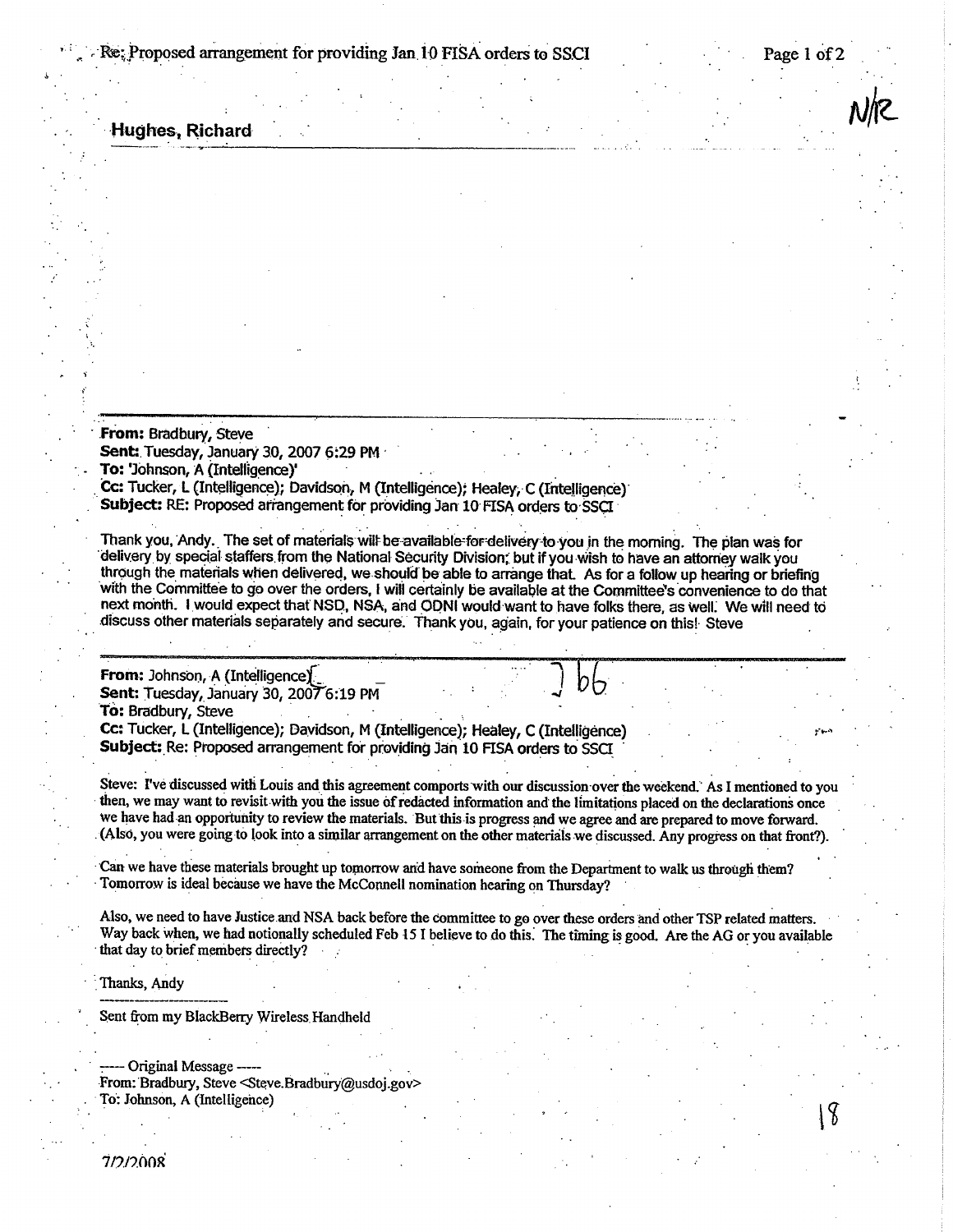Re: Proposed arrangement for providing Jan 10 FISA orders to SSCI

N/R

**Hughes, Richard**

---

**From:** Bradbury, Steve
**Sent:** Tuesday, January 30, 2007 6:29 PM
**To:** 'Johnson, A (Intelligence)'
**Cc:** Tucker, L (Intelligence); Davidson, M (Intelligence); Healey, C (Intelligence)
**Subject:** RE: Proposed arrangement for providing Jan 10 FISA orders to SSCI

Thank you, Andy. The set of materials will be available for delivery to you in the morning. The plan was for delivery by special staffers from the National Security Division; but if you wish to have an attorney walk you through the materials when delivered, we should be able to arrange that. As for a follow up hearing or briefing with the Committee to go over the orders, I will certainly be available at the Committee's convenience to do that next month. I would expect that NSD, NSA, and ODNI would want to have folks there, as well. We will need to discuss other materials separately and secure. Thank you, again, for your patience on this! Steve

---

**From:** Johnson, A (Intelligence)[ ] b6
**Sent:** Tuesday, January 30, 2007 6:19 PM
**To:** Bradbury, Steve
**Cc:** Tucker, L (Intelligence); Davidson, M (Intelligence); Healey, C (Intelligence)
**Subject:** Re: Proposed arrangement for providing Jan 10 FISA orders to SSCI

Steve: I've discussed with Louis and this agreement comports with our discussion over the weekend. As I mentioned to you then, we may want to revisit with you the issue of redacted information and the limitations placed on the declarations once we have had an opportunity to review the materials. But this is progress and we agree and are prepared to move forward. (Also, you were going to look into a similar arrangement on the other materials we discussed. Any progress on that front?).

Can we have these materials brought up tomorrow and have someone from the Department to walk us through them? Tomorrow is ideal because we have the McConnell nomination hearing on Thursday?

Also, we need to have Justice and NSA back before the committee to go over these orders and other TSP related matters. Way back when, we had notionally scheduled Feb 15 I believe to do this. The timing is good. Are the AG or you available that day to brief members directly?

Thanks, Andy

---

Sent from my BlackBerry Wireless Handheld

----- Original Message -----
From: Bradbury, Steve <Steve.Bradbury@usdoj.gov>
To: Johnson, A (Intelligence)

18

7/2/2008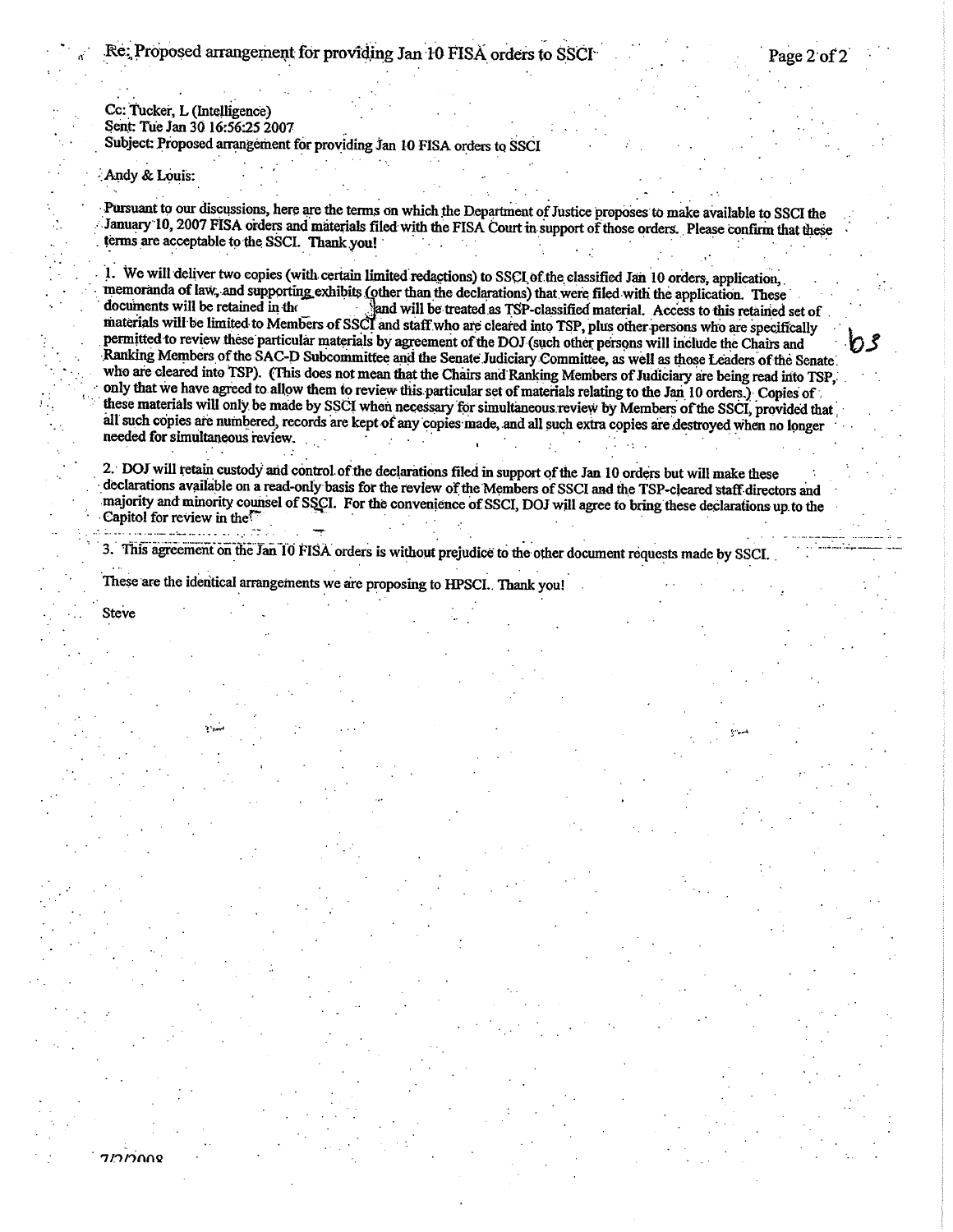Cc: Tucker, L (Intelligence)
Sent: Tue Jan 30 16:56:25 2007
Subject: Proposed arrangement for providing Jan 10 FISA orders to SSCI

Andy & Louis:

Pursuant to our discussions, here are the terms on which the Department of Justice proposes to make available to SSCI the January 10, 2007 FISA orders and materials filed with the FISA Court in support of those orders. Please confirm that these terms are acceptable to the SSCI. Thank you!

1. We will deliver two copies (with certain limited redactions) to SSCI of the classified Jan 10 orders, application, memoranda of law, and supporting exhibits (other than the declarations) that were filed with the application. These documents will be retained in the [redacted] and will be treated as TSP-classified material. Access to this retained set of materials will be limited to Members of SSCI and staff who are cleared into TSP, plus other persons who are specifically permitted to review these particular materials by agreement of the DOJ (such other persons will include the Chairs and Ranking Members of the SAC-D Subcommittee and the Senate Judiciary Committee, as well as those Leaders of the Senate who are cleared into TSP). (This does not mean that the Chairs and Ranking Members of Judiciary are being read into TSP, only that we have agreed to allow them to review this particular set of materials relating to the Jan 10 orders.) Copies of these materials will only be made by SSCI when necessary for simultaneous review by Members of the SSCI, provided that all such copies are numbered, records are kept of any copies made, and all such extra copies are destroyed when no longer needed for simultaneous review.

b5

2. DOJ will retain custody and control of the declarations filed in support of the Jan 10 orders but will make these declarations available on a read-only basis for the review of the Members of SSCI and the TSP-cleared staff directors and majority and minority counsel of SSCI. For the convenience of SSCI, DOJ will agree to bring these declarations up to the Capitol for review in the [redacted]

3. This agreement on the Jan 10 FISA orders is without prejudice to the other document requests made by SSCI.

These are the identical arrangements we are proposing to HPSCI. Thank you!

Steve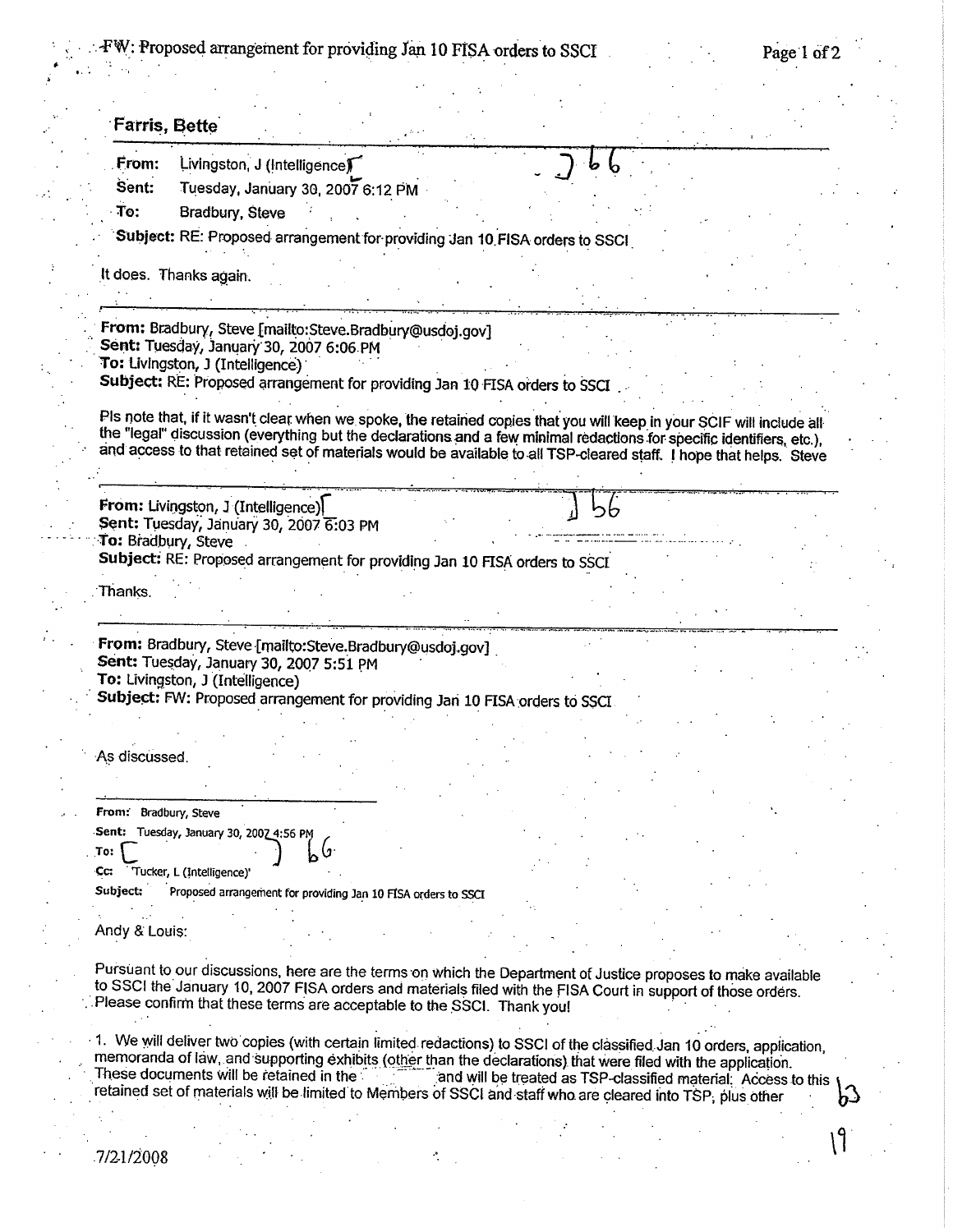**Farris, Bette**

**From:** Livingston, J (Intelligence)[ ] b6
**Sent:** Tuesday, January 30, 2007 6:12 PM
**To:** Bradbury, Steve
**Subject:** RE: Proposed arrangement for providing Jan 10 FISA orders to SSCI

It does. Thanks again.

---

**From:** Bradbury, Steve [mailto:Steve.Bradbury@usdoj.gov]
**Sent:** Tuesday, January 30, 2007 6:06 PM
**To:** Livingston, J (Intelligence)
**Subject:** RE: Proposed arrangement for providing Jan 10 FISA orders to SSCI

Pls note that, if it wasn't clear when we spoke, the retained copies that you will keep in your SCIF will include all the "legal" discussion (everything but the declarations and a few minimal redactions for specific identifiers, etc.), and access to that retained set of materials would be available to all TSP-cleared staff. I hope that helps. Steve

---

**From:** Livingston, J (Intelligence)[ ] b6
**Sent:** Tuesday, January 30, 2007 6:03 PM
**To:** Bradbury, Steve
**Subject:** RE: Proposed arrangement for providing Jan 10 FISA orders to SSCI

Thanks.

---

**From:** Bradbury, Steve [mailto:Steve.Bradbury@usdoj.gov]
**Sent:** Tuesday, January 30, 2007 5:51 PM
**To:** Livingston, J (Intelligence)
**Subject:** FW: Proposed arrangement for providing Jan 10 FISA orders to SSCI

As discussed.

---

**From:** Bradbury, Steve
**Sent:** Tuesday, January 30, 2007 4:56 PM
**To:** [ ] b6
**Cc:** 'Tucker, L (Intelligence)'
**Subject:** Proposed arrangement for providing Jan 10 FISA orders to SSCI

Andy & Louis:

Pursuant to our discussions, here are the terms on which the Department of Justice proposes to make available to SSCI the January 10, 2007 FISA orders and materials filed with the FISA Court in support of those orders. Please confirm that these terms are acceptable to the SSCI. Thank you!

1. We will deliver two copies (with certain limited redactions) to SSCI of the classified Jan 10 orders, application, memoranda of law, and supporting exhibits (other than the declarations) that were filed with the application. These documents will be retained in the [ ] and will be treated as TSP-classified material. Access to this retained set of materials will be limited to Members of SSCI and staff who are cleared into TSP, plus other b3

7/21/2008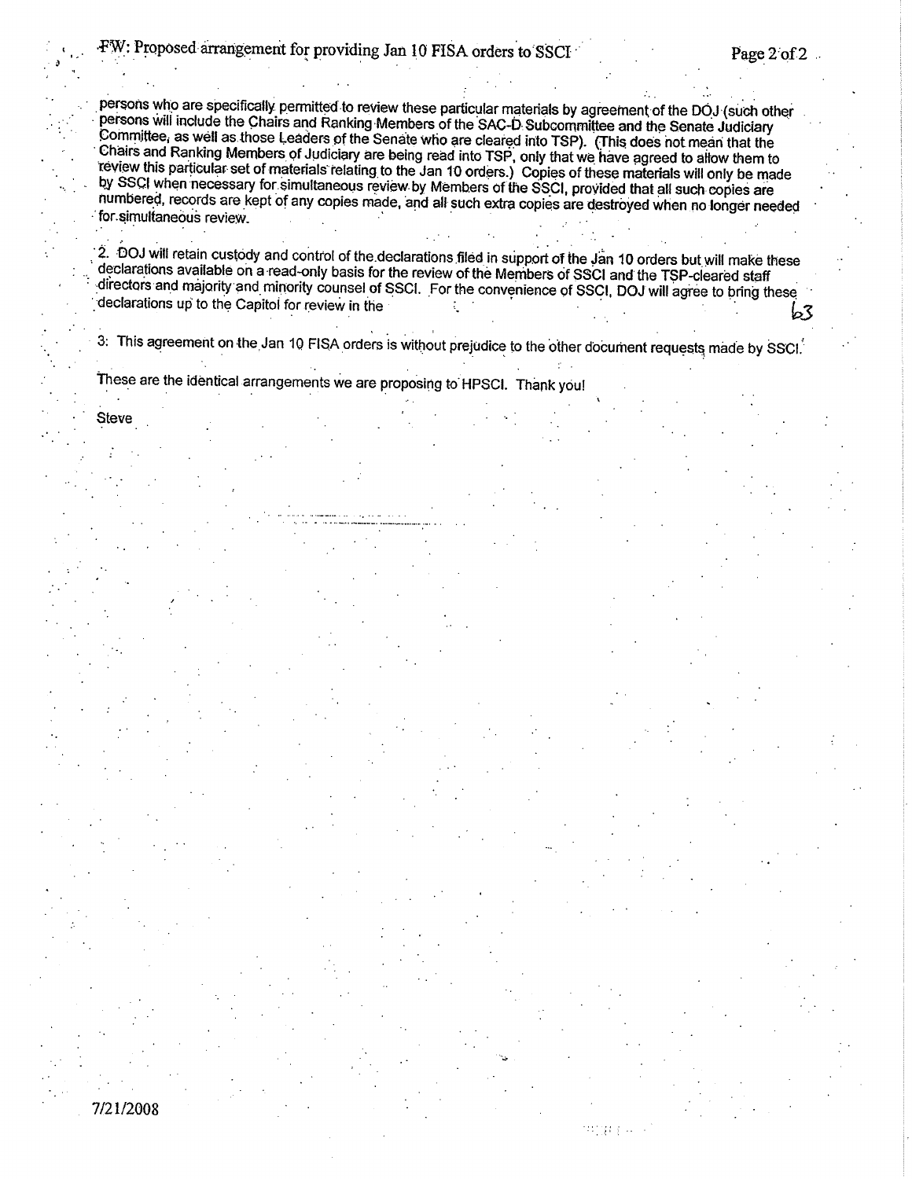persons who are specifically permitted to review these particular materials by agreement of the DOJ (such other persons will include the Chairs and Ranking Members of the SAC-D Subcommittee and the Senate Judiciary Committee, as well as those Leaders of the Senate who are cleared into TSP). (This does not mean that the Chairs and Ranking Members of Judiciary are being read into TSP, only that we have agreed to allow them to review this particular set of materials relating to the Jan 10 orders.) Copies of these materials will only be made by SSCI when necessary for simultaneous review by Members of the SSCI, provided that all such copies are numbered, records are kept of any copies made, and all such extra copies are destroyed when no longer needed for simultaneous review.

2. DOJ will retain custody and control of the declarations filed in support of the Jan 10 orders but will make these declarations available on a read-only basis for the review of the Members of SSCI and the TSP-cleared staff directors and majority and minority counsel of SSCI. For the convenience of SSCI, DOJ will agree to bring these declarations up to the Capitol for review in the b3

3. This agreement on the Jan 10 FISA orders is without prejudice to the other document requests made by SSCI.

These are the identical arrangements we are proposing to HPSCI. Thank you!

Steve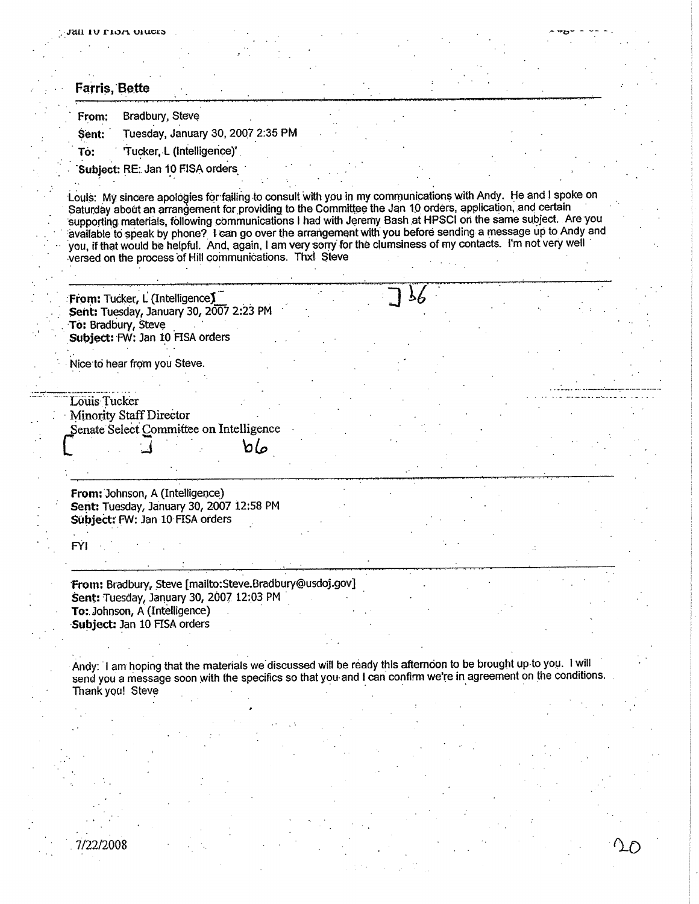**Farris, Bette**

**From:** Bradbury, Steve
**Sent:** Tuesday, January 30, 2007 2:35 PM
**To:** 'Tucker, L (Intelligence)'
**Subject:** RE: Jan 10 FISA orders

Louis: My sincere apologies for failing to consult with you in my communications with Andy. He and I spoke on Saturday about an arrangement for providing to the Committee the Jan 10 orders, application, and certain supporting materials, following communications I had with Jeremy Bash at HPSCI on the same subject. Are you available to speak by phone? I can go over the arrangement with you before sending a message up to Andy and you, if that would be helpful. And, again, I am very sorry for the clumsiness of my contacts. I'm not very well versed on the process of Hill communications. Thx! Steve

---

**From:** Tucker, L (Intelligence)[ ] b6
**Sent:** Tuesday, January 30, 2007 2:23 PM
**To:** Bradbury, Steve
**Subject:** FW: Jan 10 FISA orders

Nice to hear from you Steve.

Louis Tucker
Minority Staff Director
Senate Select Committee on Intelligence
[ ] b6

---

**From:** Johnson, A (Intelligence)
**Sent:** Tuesday, January 30, 2007 12:58 PM
**Subject:** FW: Jan 10 FISA orders

FYI

---

**From:** Bradbury, Steve [mailto:Steve.Bradbury@usdoj.gov]
**Sent:** Tuesday, January 30, 2007 12:03 PM
**To:** Johnson, A (Intelligence)
**Subject:** Jan 10 FISA orders

Andy: I am hoping that the materials we discussed will be ready this afternoon to be brought up to you. I will send you a message soon with the specifics so that you and I can confirm we're in agreement on the conditions. Thank you! Steve

7/22/2008